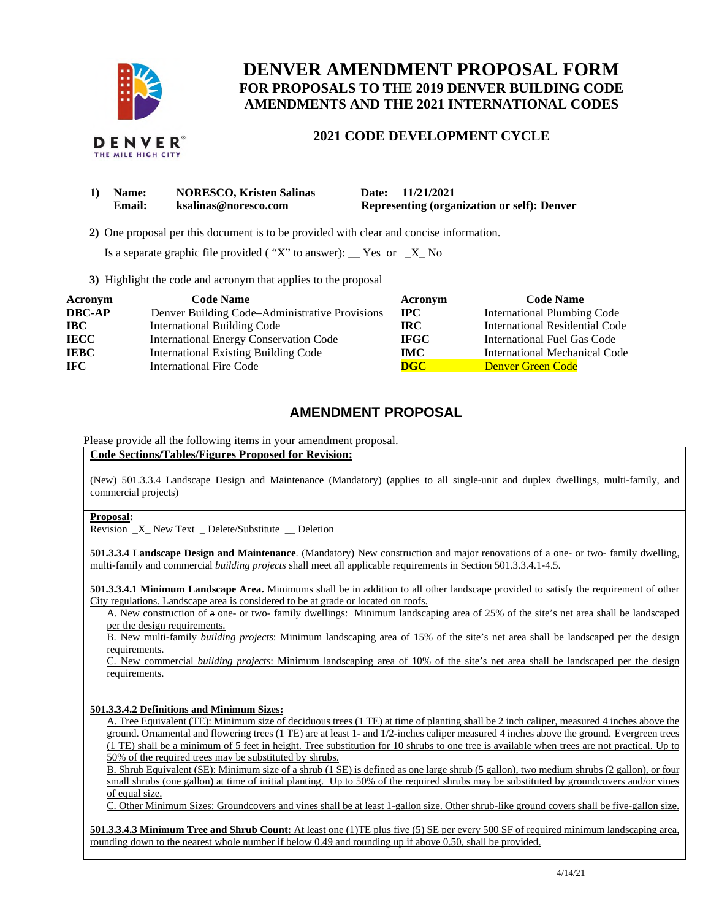# DENVER AMENDMENT PROPOSAL FORM

## FOR PROPOSALS TO THE 2019 DENVER BUILDING CODE AMENDMENTS AND THE 2021 INTERNATIONAL CODES

### 2021 CODE DEVELOPMENT CYCLE

**1) Name:** NORESCO, Kristen Salinas **Date:** 11/21/2021
**Email:** ksalinas@noresco.com **Representing (organization or self):** Denver

**2)** One proposal per this document is to be provided with clear and concise information.

Is a separate graphic file provided ( "X" to answer): __ Yes or _X_ No

**3)** Highlight the code and acronym that applies to the proposal

| Acronym | Code Name | Acronym | Code Name |
|---|---|---|---|
| **DBC-AP** | Denver Building Code–Administrative Provisions | **IPC** | International Plumbing Code |
| **IBC** | International Building Code | **IRC** | International Residential Code |
| **IECC** | International Energy Conservation Code | **IFGC** | International Fuel Gas Code |
| **IEBC** | International Existing Building Code | **IMC** | International Mechanical Code |
| **IFC** | International Fire Code | **DGC** | Denver Green Code |

## AMENDMENT PROPOSAL

Please provide all the following items in your amendment proposal.

**Code Sections/Tables/Figures Proposed for Revision:**

(New) 501.3.3.4 Landscape Design and Maintenance (Mandatory) (applies to all single-unit and duplex dwellings, multi-family, and commercial projects)

**Proposal:**
Revision _X_ New Text _ Delete/Substitute __ Deletion

**501.3.3.4 Landscape Design and Maintenance**. (Mandatory) New construction and major renovations of a one- or two- family dwelling, multi-family and commercial *building projects* shall meet all applicable requirements in Section 501.3.3.4.1-4.5.

**501.3.3.4.1 Minimum Landscape Area.** Minimums shall be in addition to all other landscape provided to satisfy the requirement of other City regulations. Landscape area is considered to be at grade or located on roofs.

A. New construction of ~~a~~ one- or two- family dwellings: Minimum landscaping area of 25% of the site's net area shall be landscaped per the design requirements.

B. New multi-family *building projects*: Minimum landscaping area of 15% of the site's net area shall be landscaped per the design requirements.

C. New commercial *building projects*: Minimum landscaping area of 10% of the site's net area shall be landscaped per the design requirements.

**501.3.3.4.2 Definitions and Minimum Sizes:**

A. Tree Equivalent (TE): Minimum size of deciduous trees (1 TE) at time of planting shall be 2 inch caliper, measured 4 inches above the ground. Ornamental and flowering trees (1 TE) are at least 1- and 1/2-inches caliper measured 4 inches above the ground. Evergreen trees (1 TE) shall be a minimum of 5 feet in height. Tree substitution for 10 shrubs to one tree is available when trees are not practical. Up to 50% of the required trees may be substituted by shrubs.

B. Shrub Equivalent (SE): Minimum size of a shrub (1 SE) is defined as one large shrub (5 gallon), two medium shrubs (2 gallon), or four small shrubs (one gallon) at time of initial planting. Up to 50% of the required shrubs may be substituted by groundcovers and/or vines of equal size.

C. Other Minimum Sizes: Groundcovers and vines shall be at least 1-gallon size. Other shrub-like ground covers shall be five-gallon size.

**501.3.3.4.3 Minimum Tree and Shrub Count:** At least one (1)TE plus five (5) SE per every 500 SF of required minimum landscaping area, rounding down to the nearest whole number if below 0.49 and rounding up if above 0.50, shall be provided.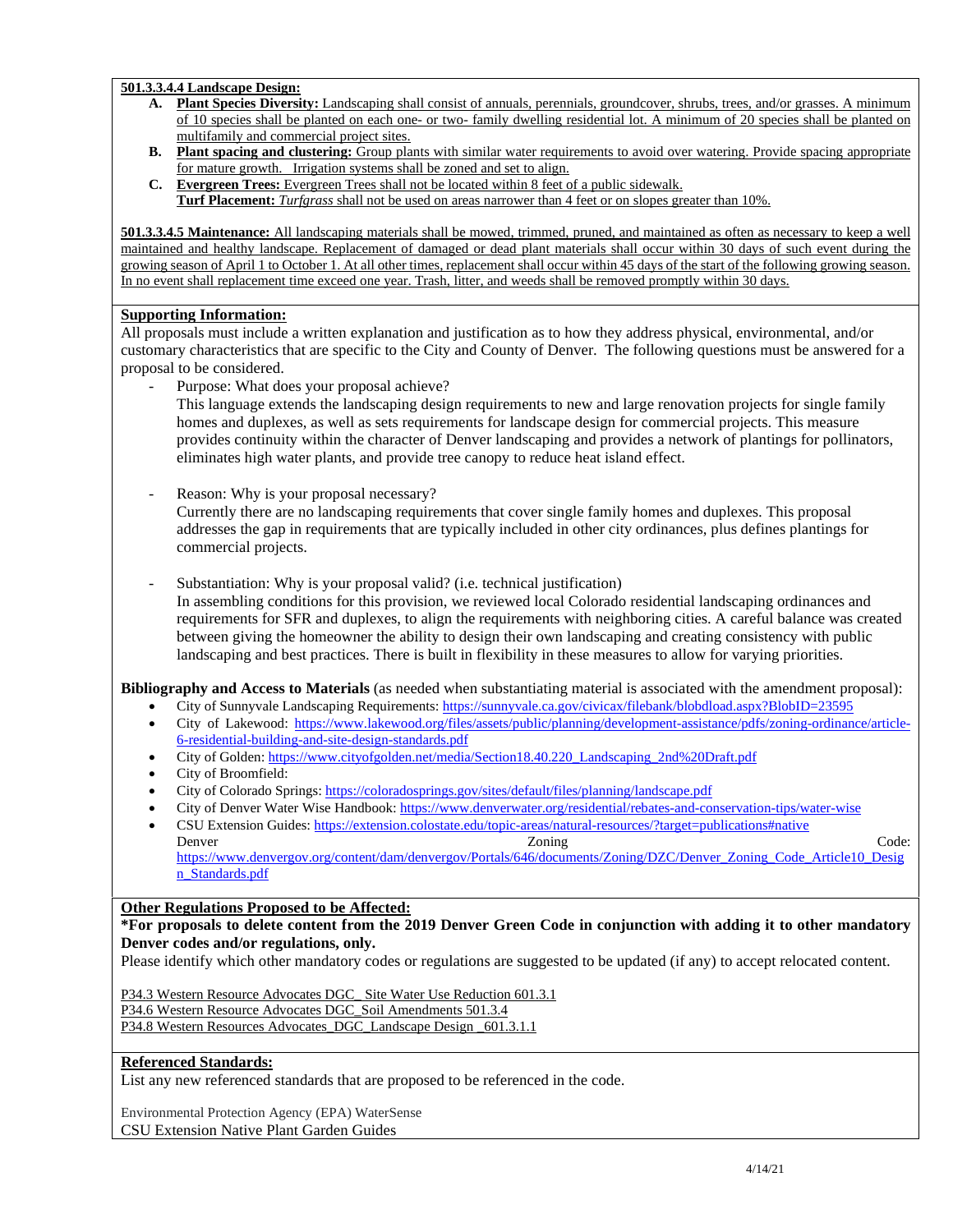**501.3.3.4.4 Landscape Design:**

- **A. Plant Species Diversity:** Landscaping shall consist of annuals, perennials, groundcover, shrubs, trees, and/or grasses. A minimum of 10 species shall be planted on each one- or two- family dwelling residential lot. A minimum of 20 species shall be planted on multifamily and commercial project sites.
- **B. Plant spacing and clustering:** Group plants with similar water requirements to avoid over watering. Provide spacing appropriate for mature growth. Irrigation systems shall be zoned and set to align.
- **C. Evergreen Trees:** Evergreen Trees shall not be located within 8 feet of a public sidewalk.
  **Turf Placement:** *Turfgrass* shall not be used on areas narrower than 4 feet or on slopes greater than 10%.

**501.3.3.4.5 Maintenance:** All landscaping materials shall be mowed, trimmed, pruned, and maintained as often as necessary to keep a well maintained and healthy landscape. Replacement of damaged or dead plant materials shall occur within 30 days of such event during the growing season of April 1 to October 1. At all other times, replacement shall occur within 45 days of the start of the following growing season. In no event shall replacement time exceed one year. Trash, litter, and weeds shall be removed promptly within 30 days.

**Supporting Information:**

All proposals must include a written explanation and justification as to how they address physical, environmental, and/or customary characteristics that are specific to the City and County of Denver. The following questions must be answered for a proposal to be considered.

- Purpose: What does your proposal achieve?
  This language extends the landscaping design requirements to new and large renovation projects for single family homes and duplexes, as well as sets requirements for landscape design for commercial projects. This measure provides continuity within the character of Denver landscaping and provides a network of plantings for pollinators, eliminates high water plants, and provide tree canopy to reduce heat island effect.

- Reason: Why is your proposal necessary?
  Currently there are no landscaping requirements that cover single family homes and duplexes. This proposal addresses the gap in requirements that are typically included in other city ordinances, plus defines plantings for commercial projects.

- Substantiation: Why is your proposal valid? (i.e. technical justification)
  In assembling conditions for this provision, we reviewed local Colorado residential landscaping ordinances and requirements for SFR and duplexes, to align the requirements with neighboring cities. A careful balance was created between giving the homeowner the ability to design their own landscaping and creating consistency with public landscaping and best practices. There is built in flexibility in these measures to allow for varying priorities.

**Bibliography and Access to Materials** (as needed when substantiating material is associated with the amendment proposal):

- City of Sunnyvale Landscaping Requirements: https://sunnyvale.ca.gov/civicax/filebank/blobdload.aspx?BlobID=23595
- City of Lakewood: https://www.lakewood.org/files/assets/public/planning/development-assistance/pdfs/zoning-ordinance/article-6-residential-building-and-site-design-standards.pdf
- City of Golden: https://www.cityofgolden.net/media/Section18.40.220_Landscaping_2nd%20Draft.pdf
- City of Broomfield:
- City of Colorado Springs: https://coloradosprings.gov/sites/default/files/planning/landscape.pdf
- City of Denver Water Wise Handbook: https://www.denverwater.org/residential/rebates-and-conservation-tips/water-wise
- CSU Extension Guides: https://extension.colostate.edu/topic-areas/natural-resources/?target=publications#native
  Denver Zoning Code: https://www.denvergov.org/content/dam/denvergov/Portals/646/documents/Zoning/DZC/Denver_Zoning_Code_Article10_Design_Standards.pdf

**Other Regulations Proposed to be Affected:**

**\*For proposals to delete content from the 2019 Denver Green Code in conjunction with adding it to other mandatory Denver codes and/or regulations, only.**

Please identify which other mandatory codes or regulations are suggested to be updated (if any) to accept relocated content.

P34.3 Western Resource Advocates DGC_ Site Water Use Reduction 601.3.1
P34.6 Western Resource Advocates DGC_Soil Amendments 501.3.4
P34.8 Western Resources Advocates_DGC_Landscape Design _601.3.1.1

**Referenced Standards:**

List any new referenced standards that are proposed to be referenced in the code.

Environmental Protection Agency (EPA) WaterSense
CSU Extension Native Plant Garden Guides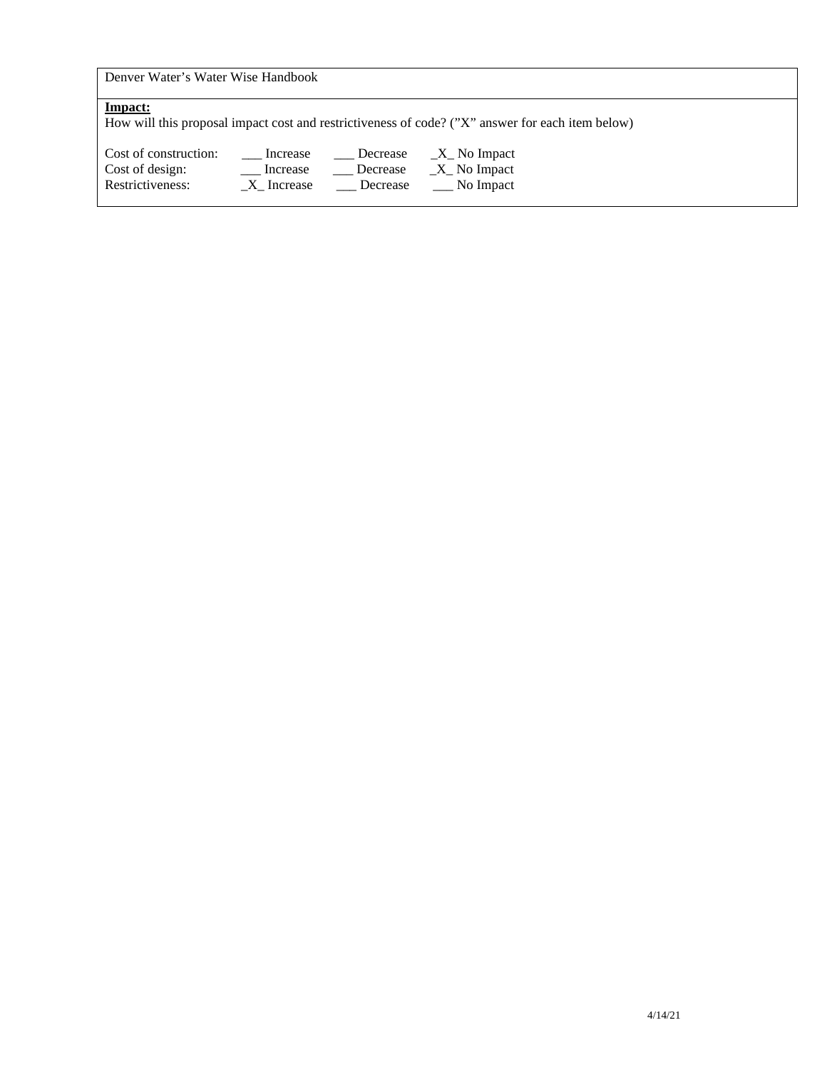Denver Water's Water Wise Handbook

**Impact:**

How will this proposal impact cost and restrictiveness of code? ("X" answer for each item below)

| | | | |
|---|---|---|---|
| Cost of construction: | ___ Increase | ___ Decrease | _X_ No Impact |
| Cost of design: | ___ Increase | ___ Decrease | _X_ No Impact |
| Restrictiveness: | _X_ Increase | ___ Decrease | ___ No Impact |

4/14/21